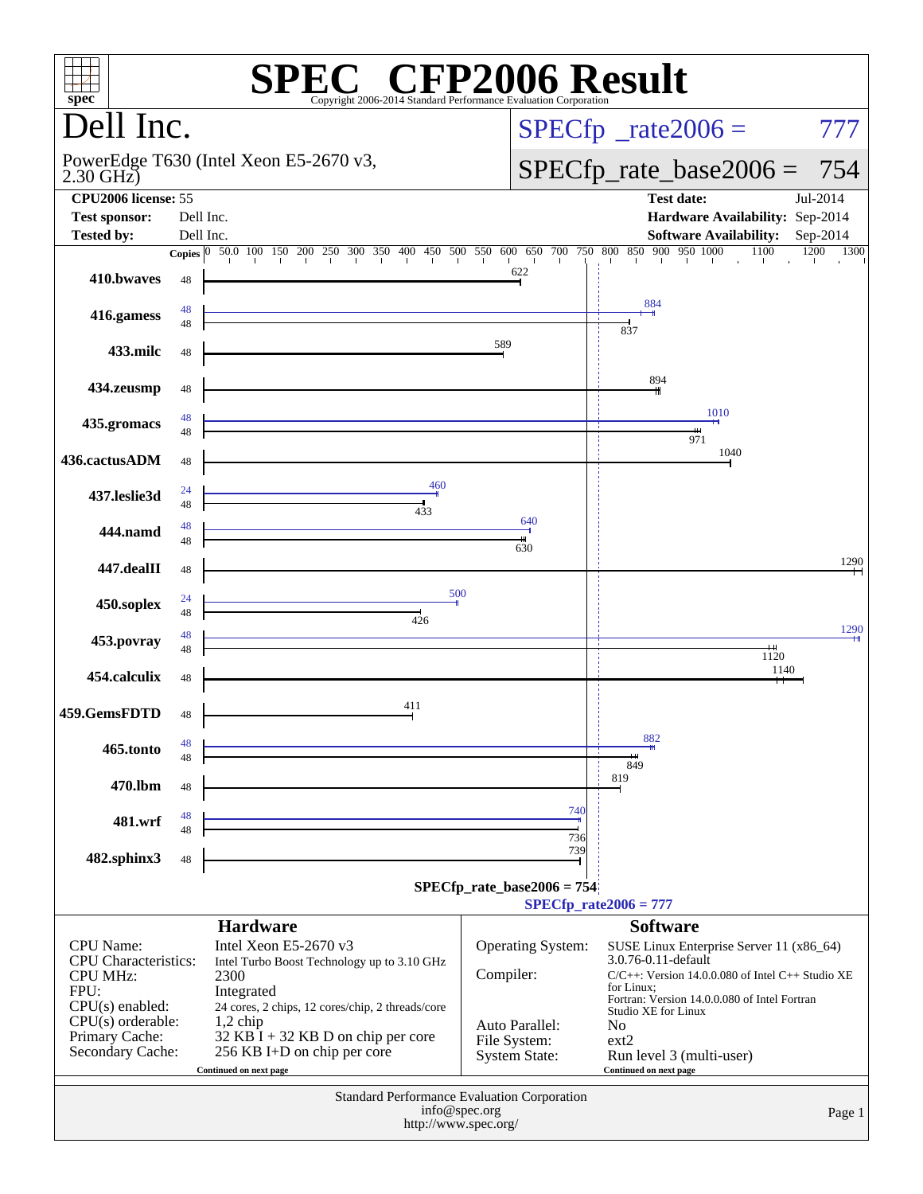# SPEC CFP2006 Result

Copyright 2006-2014 Standard Performance Evaluation Corporation

## Dell Inc.

PowerEdge T630 (Intel Xeon E5-2670 v3, 2.30 GHz)

SPECfp_rate2006 = 777

SPECfp_rate_base2006 = 754

| | | | |
|---|---|---|---|
| **CPU2006 license:** | 55 | **Test date:** | Jul-2014 |
| **Test sponsor:** | Dell Inc. | **Hardware Availability:** | Sep-2014 |
| **Tested by:** | Dell Inc. | **Software Availability:** | Sep-2014 |

| Benchmark | Copies (peak) | Peak | Copies (base) | Base |
|---|---|---|---|---|
| 410.bwaves | | | 48 | 622 |
| 416.gamess | 48 | 884 | 48 | 837 |
| 433.milc | | | 48 | 589 |
| 434.zeusmp | | | 48 | 894 |
| 435.gromacs | 48 | 1010 | 48 | 971 |
| 436.cactusADM | | | 48 | 1040 |
| 437.leslie3d | 24 | 460 | 48 | 433 |
| 444.namd | 48 | 640 | 48 | 630 |
| 447.dealII | | | 48 | 1290 |
| 450.soplex | 24 | 500 | 48 | 426 |
| 453.povray | 48 | 1290 | 48 | 1120 |
| 454.calculix | | | 48 | 1140 |
| 459.GemsFDTD | | | 48 | 411 |
| 465.tonto | 48 | 882 | 48 | 849 |
| 470.lbm | | | 48 | 819 |
| 481.wrf | 48 | 740 | 48 | 736 |
| 482.sphinx3 | | | 48 | 739 |

SPECfp_rate_base2006 = 754

SPECfp_rate2006 = 777

### Hardware

| | |
|---|---|
| CPU Name: | Intel Xeon E5-2670 v3 |
| CPU Characteristics: | Intel Turbo Boost Technology up to 3.10 GHz |
| CPU MHz: | 2300 |
| FPU: | Integrated |
| CPU(s) enabled: | 24 cores, 2 chips, 12 cores/chip, 2 threads/core |
| CPU(s) orderable: | 1,2 chip |
| Primary Cache: | 32 KB I + 32 KB D on chip per core |
| Secondary Cache: | 256 KB I+D on chip per core |

Continued on next page

### Software

| | |
|---|---|
| Operating System: | SUSE Linux Enterprise Server 11 (x86_64) 3.0.76-0.11-default |
| Compiler: | C/C++: Version 14.0.0.080 of Intel C++ Studio XE for Linux; Fortran: Version 14.0.0.080 of Intel Fortran Studio XE for Linux |
| Auto Parallel: | No |
| File System: | ext2 |
| System State: | Run level 3 (multi-user) |

Continued on next page

Standard Performance Evaluation Corporation
info@spec.org
http://www.spec.org/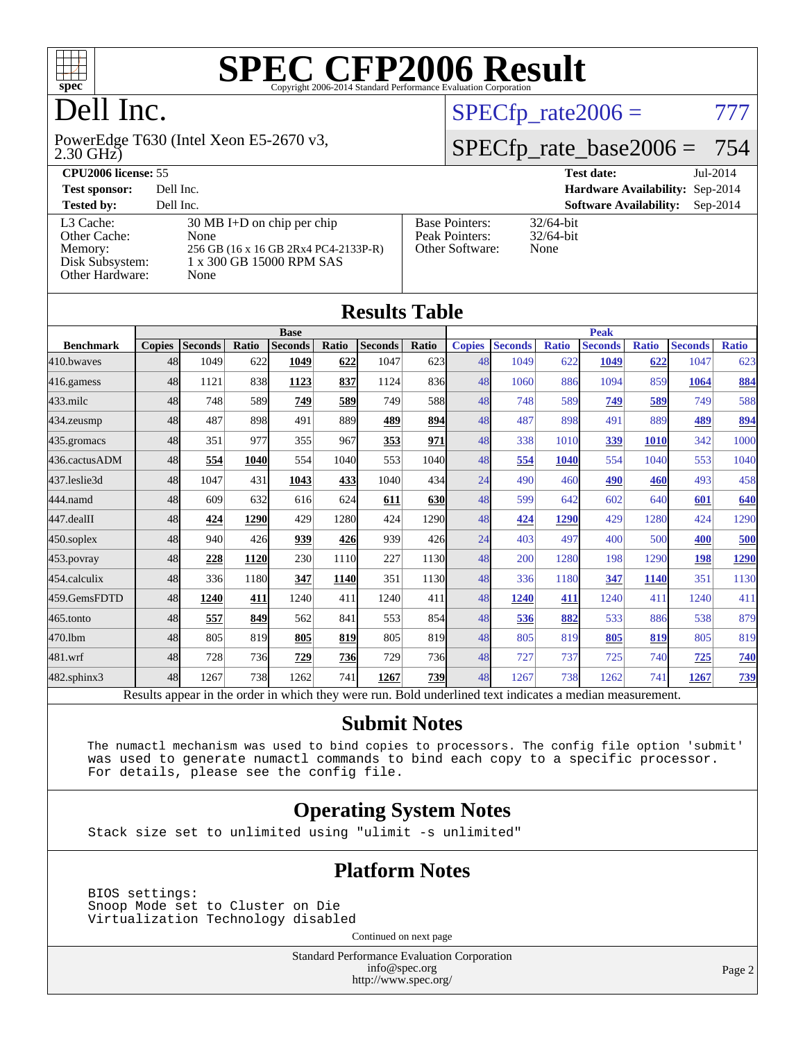# SPEC CFP2006 Result

Copyright 2006-2014 Standard Performance Evaluation Corporation

# Dell Inc.

PowerEdge T630 (Intel Xeon E5-2670 v3, 2.30 GHz)

SPECfp_rate2006 = 777

SPECfp_rate_base2006 = 754

| **CPU2006 license:** 55 | | **Test date:** | Jul-2014 |
|---|---|---|---|
| **Test sponsor:** | Dell Inc. | **Hardware Availability:** | Sep-2014 |
| **Tested by:** | Dell Inc. | **Software Availability:** | Sep-2014 |

| | |
|---|---|
| L3 Cache: | 30 MB I+D on chip per chip |
| Other Cache: | None |
| Memory: | 256 GB (16 x 16 GB 2Rx4 PC4-2133P-R) |
| Disk Subsystem: | 1 x 300 GB 15000 RPM SAS |
| Other Hardware: | None |

| | |
|---|---|
| Base Pointers: | 32/64-bit |
| Peak Pointers: | 32/64-bit |
| Other Software: | None |

## Results Table

| Benchmark | Base | | | | | | | Peak | | | | | | |
|---|---|---|---|---|---|---|---|---|---|---|---|---|---|---|
| | Copies | Seconds | Ratio | Seconds | Ratio | Seconds | Ratio | Copies | Seconds | Ratio | Seconds | Ratio | Seconds | Ratio |
| 410.bwaves | 48 | 1049 | 622 | **1049** | **622** | 1047 | 623 | 48 | 1049 | 622 | **1049** | **622** | 1047 | 623 |
| 416.gamess | 48 | 1121 | 838 | **1123** | **837** | 1124 | 836 | 48 | 1060 | 886 | 1094 | 859 | **1064** | **884** |
| 433.milc | 48 | 748 | 589 | **749** | **589** | 749 | 588 | 48 | 748 | 589 | **749** | **589** | 749 | 588 |
| 434.zeusmp | 48 | 487 | 898 | 491 | 889 | **489** | **894** | 48 | 487 | 898 | 491 | 889 | **489** | **894** |
| 435.gromacs | 48 | 351 | 977 | 355 | 967 | **353** | **971** | 48 | 338 | 1010 | **339** | **1010** | 342 | 1000 |
| 436.cactusADM | 48 | **554** | **1040** | 554 | 1040 | 553 | 1040 | 48 | **554** | **1040** | 554 | 1040 | 553 | 1040 |
| 437.leslie3d | 48 | 1047 | 431 | **1043** | **433** | 1040 | 434 | 24 | 490 | 460 | **490** | **460** | 493 | 458 |
| 444.namd | 48 | 609 | 632 | 616 | 624 | **611** | **630** | 48 | 599 | 642 | 602 | 640 | **601** | **640** |
| 447.dealII | 48 | **424** | **1290** | 429 | 1280 | 424 | 1290 | 48 | **424** | **1290** | 429 | 1280 | 424 | 1290 |
| 450.soplex | 48 | 940 | 426 | **939** | **426** | 939 | 426 | 24 | 403 | 497 | 400 | 500 | **400** | **500** |
| 453.povray | 48 | **228** | **1120** | 230 | 1110 | 227 | 1130 | 48 | 200 | 1280 | 198 | 1290 | **198** | **1290** |
| 454.calculix | 48 | 336 | 1180 | **347** | **1140** | 351 | 1130 | 48 | 336 | 1180 | **347** | **1140** | 351 | 1130 |
| 459.GemsFDTD | 48 | **1240** | **411** | 1240 | 411 | 1240 | 411 | 48 | **1240** | **411** | 1240 | 411 | 1240 | 411 |
| 465.tonto | 48 | **557** | **849** | 562 | 841 | 553 | 854 | 48 | **536** | **882** | 533 | 886 | 538 | 879 |
| 470.lbm | 48 | 805 | 819 | **805** | **819** | 805 | 819 | 48 | 805 | 819 | **805** | **819** | 805 | 819 |
| 481.wrf | 48 | 728 | 736 | **729** | **736** | 729 | 736 | 48 | 727 | 737 | 725 | 740 | **725** | **740** |
| 482.sphinx3 | 48 | 1267 | 738 | 1262 | 741 | **1267** | **739** | 48 | 1267 | 738 | 1262 | 741 | **1267** | **739** |

Results appear in the order in which they were run. Bold underlined text indicates a median measurement.

## Submit Notes

```
The numactl mechanism was used to bind copies to processors. The config file option 'submit'
was used to generate numactl commands to bind each copy to a specific processor.
For details, please see the config file.
```

## Operating System Notes

```
Stack size set to unlimited using "ulimit -s unlimited"
```

## Platform Notes

```
BIOS settings:
Snoop Mode set to Cluster on Die
Virtualization Technology disabled
```

Continued on next page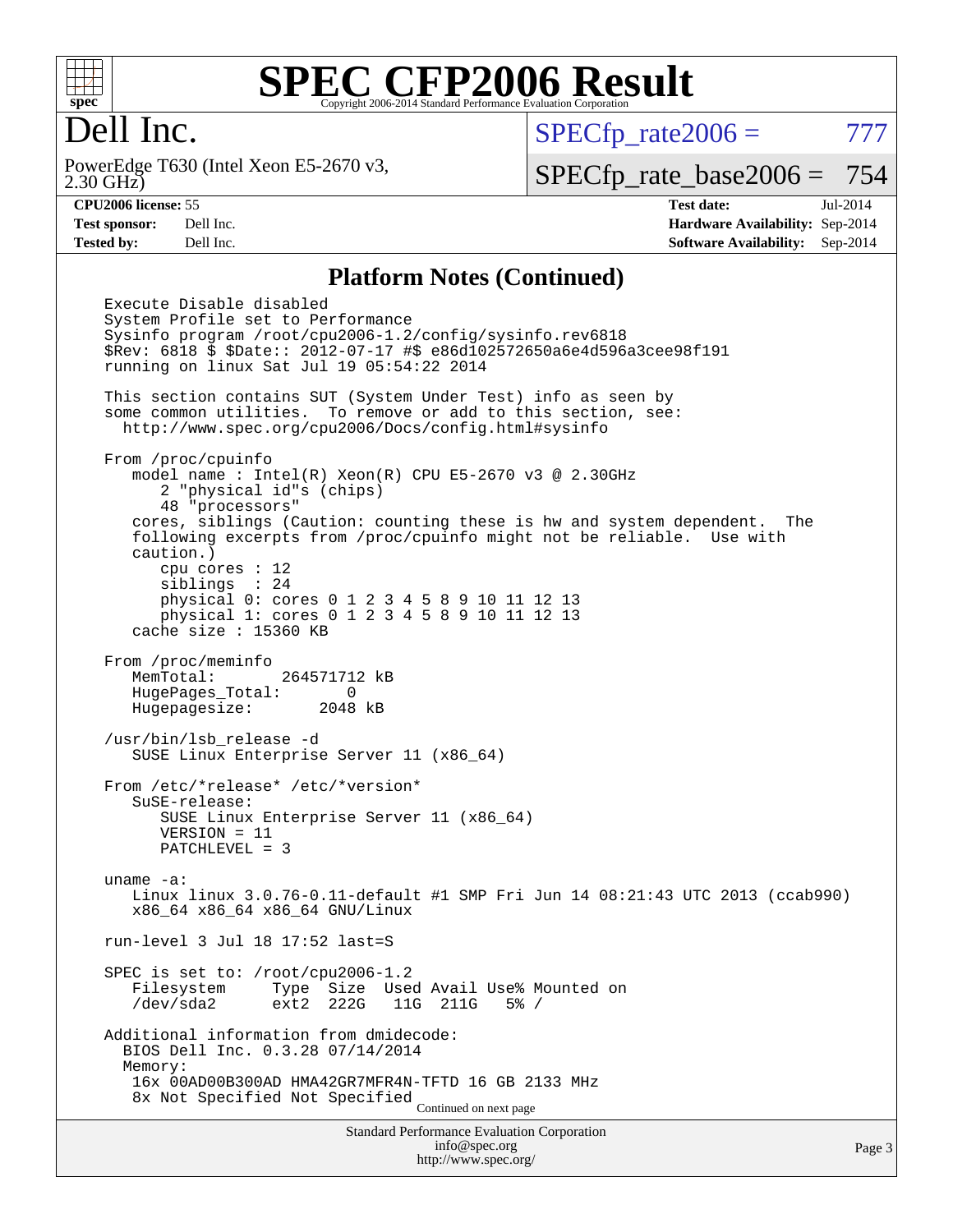# SPEC CFP2006 Result

Copyright 2006-2014 Standard Performance Evaluation Corporation

## Dell Inc.

PowerEdge T630 (Intel Xeon E5-2670 v3, 2.30 GHz)

SPECfp_rate2006 = 777

SPECfp_rate_base2006 = 754

**CPU2006 license:** 55
**Test sponsor:** Dell Inc.
**Tested by:** Dell Inc.

**Test date:** Jul-2014
**Hardware Availability:** Sep-2014
**Software Availability:** Sep-2014

### Platform Notes (Continued)

```
Execute Disable disabled
System Profile set to Performance
Sysinfo program /root/cpu2006-1.2/config/sysinfo.rev6818
$Rev: 6818 $ $Date:: 2012-07-17 #$ e86d102572650a6e4d596a3cee98f191
running on linux Sat Jul 19 05:54:22 2014

This section contains SUT (System Under Test) info as seen by
some common utilities.  To remove or add to this section, see:
  http://www.spec.org/cpu2006/Docs/config.html#sysinfo

From /proc/cpuinfo
   model name : Intel(R) Xeon(R) CPU E5-2670 v3 @ 2.30GHz
      2 "physical id"s (chips)
      48 "processors"
   cores, siblings (Caution: counting these is hw and system dependent.  The
   following excerpts from /proc/cpuinfo might not be reliable.  Use with
   caution.)
      cpu cores : 12
      siblings  : 24
      physical 0: cores 0 1 2 3 4 5 8 9 10 11 12 13
      physical 1: cores 0 1 2 3 4 5 8 9 10 11 12 13
   cache size : 15360 KB

From /proc/meminfo
   MemTotal:       264571712 kB
   HugePages_Total:       0
   Hugepagesize:       2048 kB

/usr/bin/lsb_release -d
   SUSE Linux Enterprise Server 11 (x86_64)

From /etc/*release* /etc/*version*
   SuSE-release:
      SUSE Linux Enterprise Server 11 (x86_64)
      VERSION = 11
      PATCHLEVEL = 3

uname -a:
   Linux linux 3.0.76-0.11-default #1 SMP Fri Jun 14 08:21:43 UTC 2013 (ccab990)
   x86_64 x86_64 x86_64 GNU/Linux

run-level 3 Jul 18 17:52 last=S

SPEC is set to: /root/cpu2006-1.2
   Filesystem     Type  Size  Used Avail Use% Mounted on
   /dev/sda2      ext2  222G   11G  211G   5% /

Additional information from dmidecode:
  BIOS Dell Inc. 0.3.28 07/14/2014
  Memory:
   16x 00AD00B300AD HMA42GR7MFR4N-TFTD 16 GB 2133 MHz
   8x Not Specified Not Specified
```

Continued on next page

Standard Performance Evaluation Corporation
info@spec.org
http://www.spec.org/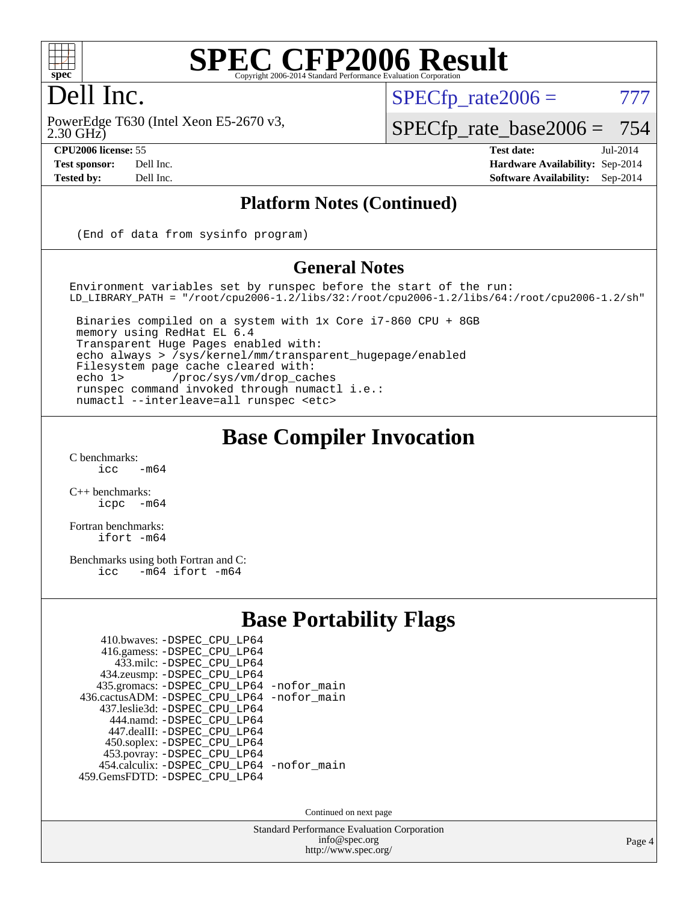# SPEC CFP2006 Result

Copyright 2006-2014 Standard Performance Evaluation Corporation

## Dell Inc.

PowerEdge T630 (Intel Xeon E5-2670 v3, 2.30 GHz)

SPECfp_rate2006 = 777

SPECfp_rate_base2006 = 754

| | | | |
|---|---|---|---|
| **CPU2006 license:** | 55 | **Test date:** | Jul-2014 |
| **Test sponsor:** | Dell Inc. | **Hardware Availability:** | Sep-2014 |
| **Tested by:** | Dell Inc. | **Software Availability:** | Sep-2014 |

## Platform Notes (Continued)

```
(End of data from sysinfo program)
```

## General Notes

```
Environment variables set by runspec before the start of the run:
LD_LIBRARY_PATH = "/root/cpu2006-1.2/libs/32:/root/cpu2006-1.2/libs/64:/root/cpu2006-1.2/sh"

 Binaries compiled on a system with 1x Core i7-860 CPU + 8GB
 memory using RedHat EL 6.4
 Transparent Huge Pages enabled with:
 echo always > /sys/kernel/mm/transparent_hugepage/enabled
 Filesystem page cache cleared with:
 echo 1>       /proc/sys/vm/drop_caches
 runspec command invoked through numactl i.e.:
 numactl --interleave=all runspec <etc>
```

## Base Compiler Invocation

C benchmarks:
```
icc   -m64
```

C++ benchmarks:
```
icpc  -m64
```

Fortran benchmarks:
```
ifort -m64
```

Benchmarks using both Fortran and C:
```
icc   -m64 ifort -m64
```

## Base Portability Flags

```
     410.bwaves: -DSPEC_CPU_LP64
     416.gamess: -DSPEC_CPU_LP64
       433.milc: -DSPEC_CPU_LP64
     434.zeusmp: -DSPEC_CPU_LP64
    435.gromacs: -DSPEC_CPU_LP64 -nofor_main
 436.cactusADM: -DSPEC_CPU_LP64 -nofor_main
   437.leslie3d: -DSPEC_CPU_LP64
      444.namd: -DSPEC_CPU_LP64
     447.dealII: -DSPEC_CPU_LP64
     450.soplex: -DSPEC_CPU_LP64
     453.povray: -DSPEC_CPU_LP64
   454.calculix: -DSPEC_CPU_LP64 -nofor_main
  459.GemsFDTD: -DSPEC_CPU_LP64
```

Continued on next page

Standard Performance Evaluation Corporation
info@spec.org
http://www.spec.org/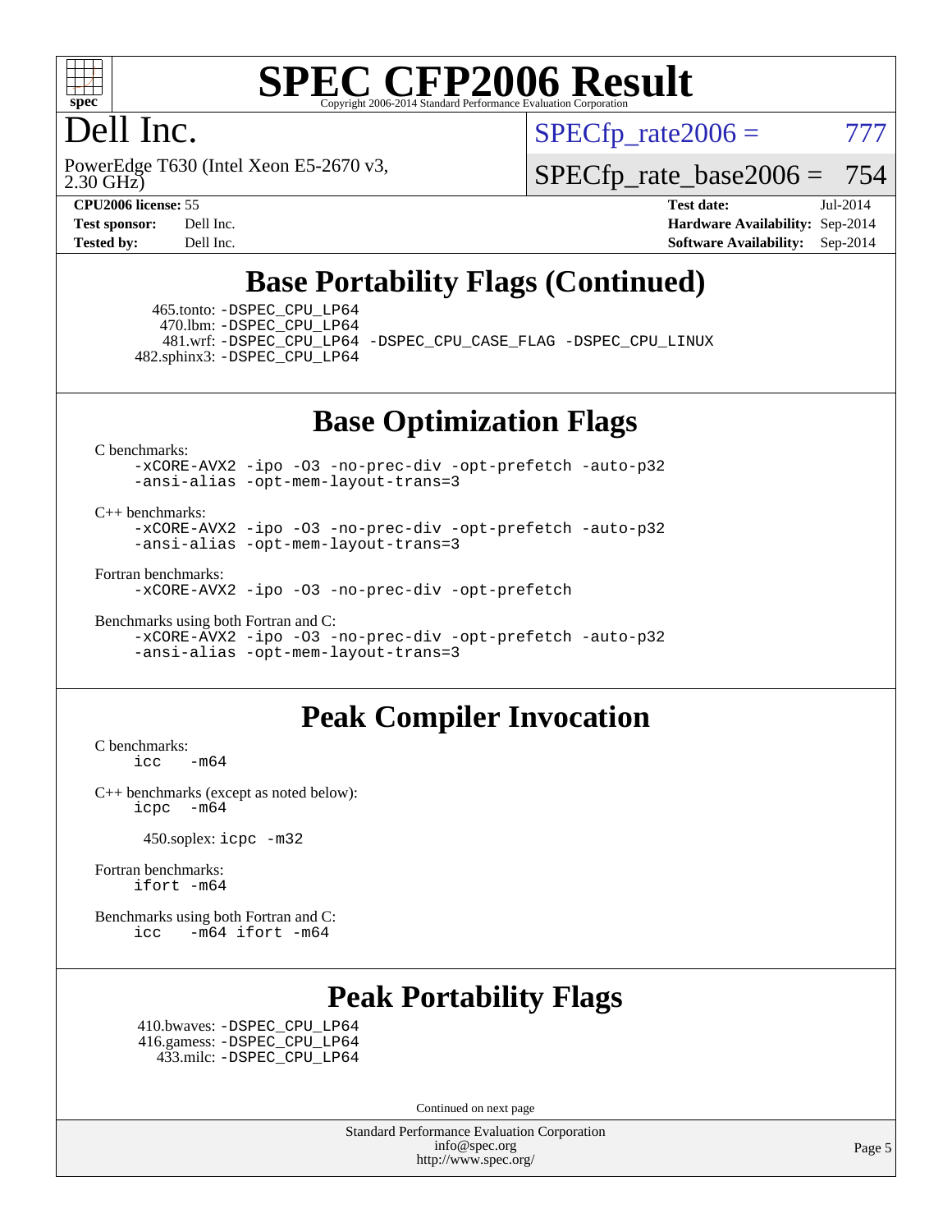# SPEC CFP2006 Result

Copyright 2006-2014 Standard Performance Evaluation Corporation

## Dell Inc.

PowerEdge T630 (Intel Xeon E5-2670 v3, 2.30 GHz)

SPECfp_rate2006 = 777

SPECfp_rate_base2006 = 754

**CPU2006 license:** 55
**Test sponsor:** Dell Inc.
**Tested by:** Dell Inc.

**Test date:** Jul-2014
**Hardware Availability:** Sep-2014
**Software Availability:** Sep-2014

## Base Portability Flags (Continued)

465.tonto: -DSPEC_CPU_LP64
470.lbm: -DSPEC_CPU_LP64
481.wrf: -DSPEC_CPU_LP64 -DSPEC_CPU_CASE_FLAG -DSPEC_CPU_LINUX
482.sphinx3: -DSPEC_CPU_LP64

## Base Optimization Flags

C benchmarks:
-xCORE-AVX2 -ipo -O3 -no-prec-div -opt-prefetch -auto-p32
-ansi-alias -opt-mem-layout-trans=3

C++ benchmarks:
-xCORE-AVX2 -ipo -O3 -no-prec-div -opt-prefetch -auto-p32
-ansi-alias -opt-mem-layout-trans=3

Fortran benchmarks:
-xCORE-AVX2 -ipo -O3 -no-prec-div -opt-prefetch

Benchmarks using both Fortran and C:
-xCORE-AVX2 -ipo -O3 -no-prec-div -opt-prefetch -auto-p32
-ansi-alias -opt-mem-layout-trans=3

## Peak Compiler Invocation

C benchmarks:
icc -m64

C++ benchmarks (except as noted below):
icpc -m64

450.soplex: icpc -m32

Fortran benchmarks:
ifort -m64

Benchmarks using both Fortran and C:
icc -m64 ifort -m64

## Peak Portability Flags

410.bwaves: -DSPEC_CPU_LP64
416.gamess: -DSPEC_CPU_LP64
433.milc: -DSPEC_CPU_LP64

Continued on next page

Standard Performance Evaluation Corporation
info@spec.org
http://www.spec.org/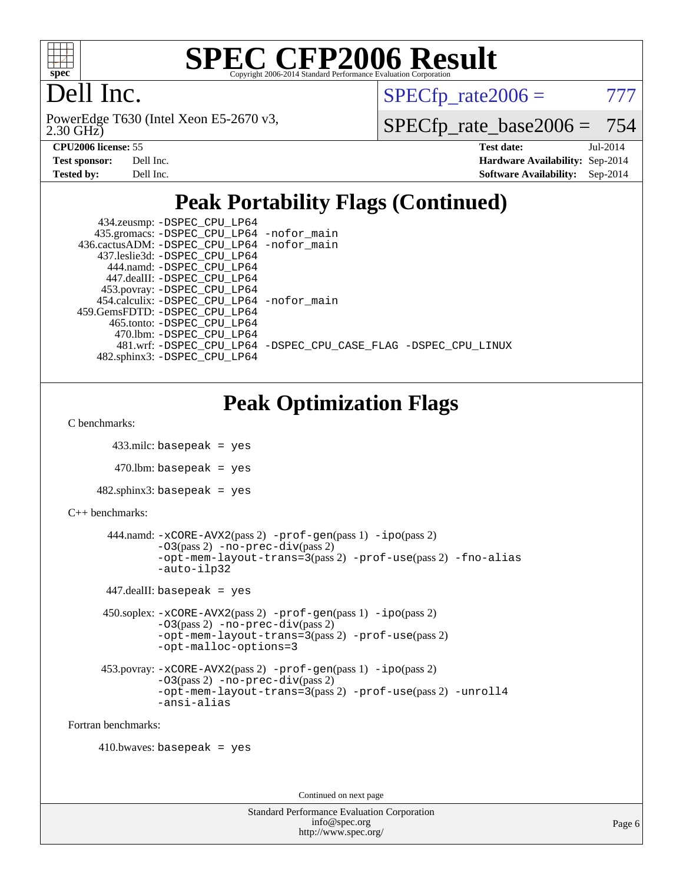# SPEC CFP2006 Result

Copyright 2006-2014 Standard Performance Evaluation Corporation

Dell Inc.

PowerEdge T630 (Intel Xeon E5-2670 v3, 2.30 GHz)

SPECfp_rate2006 = 777

SPECfp_rate_base2006 = 754

| | | | |
|---|---|---|---|
| **CPU2006 license:** | 55 | **Test date:** | Jul-2014 |
| **Test sponsor:** | Dell Inc. | **Hardware Availability:** | Sep-2014 |
| **Tested by:** | Dell Inc. | **Software Availability:** | Sep-2014 |

## Peak Portability Flags (Continued)

434.zeusmp: -DSPEC_CPU_LP64
435.gromacs: -DSPEC_CPU_LP64 -nofor_main
436.cactusADM: -DSPEC_CPU_LP64 -nofor_main
437.leslie3d: -DSPEC_CPU_LP64
444.namd: -DSPEC_CPU_LP64
447.dealII: -DSPEC_CPU_LP64
453.povray: -DSPEC_CPU_LP64
454.calculix: -DSPEC_CPU_LP64 -nofor_main
459.GemsFDTD: -DSPEC_CPU_LP64
465.tonto: -DSPEC_CPU_LP64
470.lbm: -DSPEC_CPU_LP64
481.wrf: -DSPEC_CPU_LP64 -DSPEC_CPU_CASE_FLAG -DSPEC_CPU_LINUX
482.sphinx3: -DSPEC_CPU_LP64

## Peak Optimization Flags

C benchmarks:

433.milc: basepeak = yes

470.lbm: basepeak = yes

482.sphinx3: basepeak = yes

C++ benchmarks:

444.namd: -xCORE-AVX2(pass 2) -prof-gen(pass 1) -ipo(pass 2) -O3(pass 2) -no-prec-div(pass 2) -opt-mem-layout-trans=3(pass 2) -prof-use(pass 2) -fno-alias -auto-ilp32

447.dealII: basepeak = yes

450.soplex: -xCORE-AVX2(pass 2) -prof-gen(pass 1) -ipo(pass 2) -O3(pass 2) -no-prec-div(pass 2) -opt-mem-layout-trans=3(pass 2) -prof-use(pass 2) -opt-malloc-options=3

453.povray: -xCORE-AVX2(pass 2) -prof-gen(pass 1) -ipo(pass 2) -O3(pass 2) -no-prec-div(pass 2) -opt-mem-layout-trans=3(pass 2) -prof-use(pass 2) -unroll4 -ansi-alias

Fortran benchmarks:

410.bwaves: basepeak = yes

Continued on next page

Standard Performance Evaluation Corporation
info@spec.org
http://www.spec.org/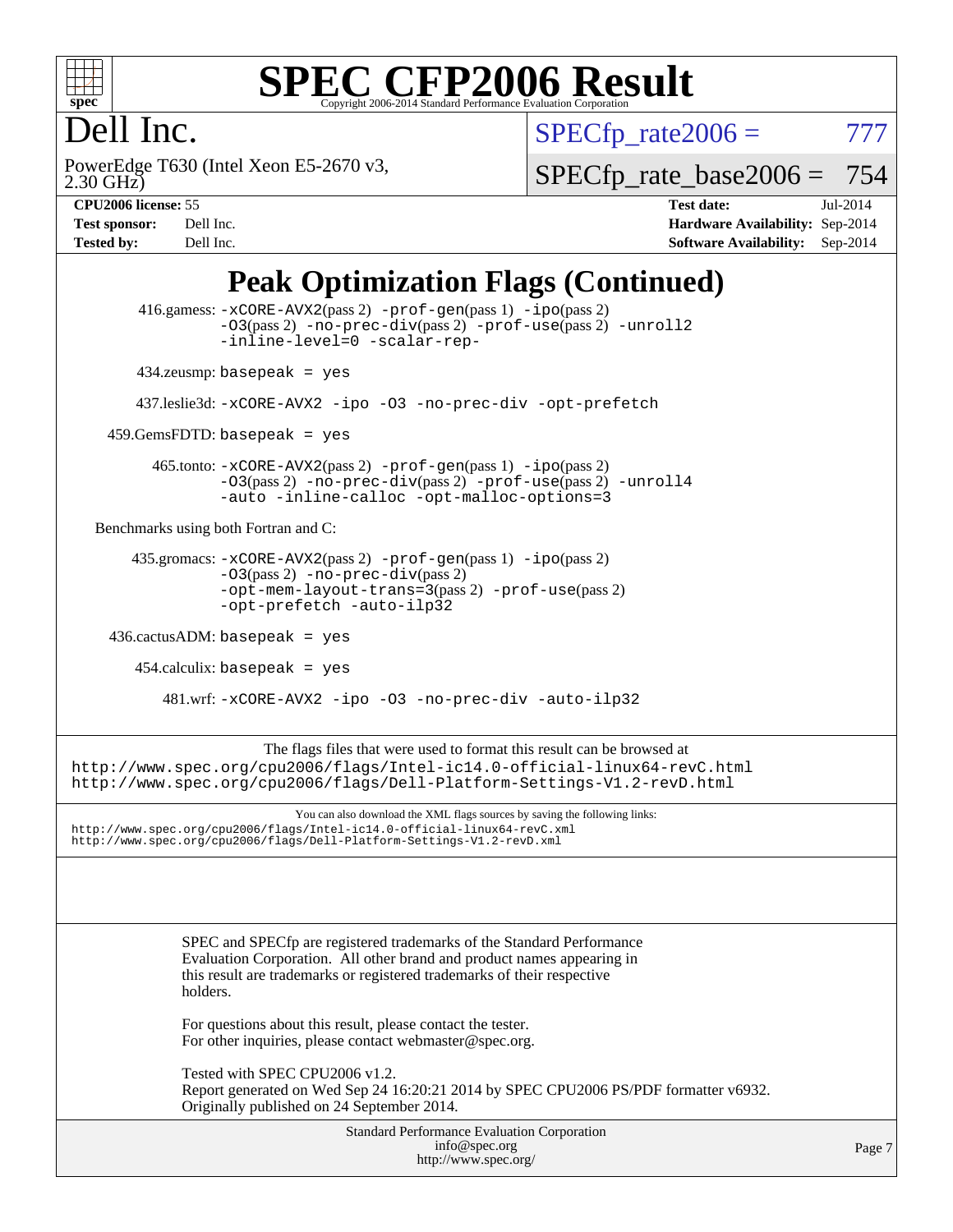# Peak Optimization Flags (Continued)

416.gamess: -xCORE-AVX2(pass 2) -prof-gen(pass 1) -ipo(pass 2) -O3(pass 2) -no-prec-div(pass 2) -prof-use(pass 2) -unroll2 -inline-level=0 -scalar-rep-

434.zeusmp: basepeak = yes

437.leslie3d: -xCORE-AVX2 -ipo -O3 -no-prec-div -opt-prefetch

459.GemsFDTD: basepeak = yes

465.tonto: -xCORE-AVX2(pass 2) -prof-gen(pass 1) -ipo(pass 2) -O3(pass 2) -no-prec-div(pass 2) -prof-use(pass 2) -unroll4 -auto -inline-calloc -opt-malloc-options=3

Benchmarks using both Fortran and C:

435.gromacs: -xCORE-AVX2(pass 2) -prof-gen(pass 1) -ipo(pass 2) -O3(pass 2) -no-prec-div(pass 2) -opt-mem-layout-trans=3(pass 2) -prof-use(pass 2) -opt-prefetch -auto-ilp32

436.cactusADM: basepeak = yes

454.calculix: basepeak = yes

481.wrf: -xCORE-AVX2 -ipo -O3 -no-prec-div -auto-ilp32

The flags files that were used to format this result can be browsed at
http://www.spec.org/cpu2006/flags/Intel-ic14.0-official-linux64-revC.html
http://www.spec.org/cpu2006/flags/Dell-Platform-Settings-V1.2-revD.html

You can also download the XML flags sources by saving the following links:
http://www.spec.org/cpu2006/flags/Intel-ic14.0-official-linux64-revC.xml
http://www.spec.org/cpu2006/flags/Dell-Platform-Settings-V1.2-revD.xml

SPEC and SPECfp are registered trademarks of the Standard Performance Evaluation Corporation. All other brand and product names appearing in this result are trademarks or registered trademarks of their respective holders.

For questions about this result, please contact the tester.
For other inquiries, please contact webmaster@spec.org.

Tested with SPEC CPU2006 v1.2.
Report generated on Wed Sep 24 16:20:21 2014 by SPEC CPU2006 PS/PDF formatter v6932.
Originally published on 24 September 2014.